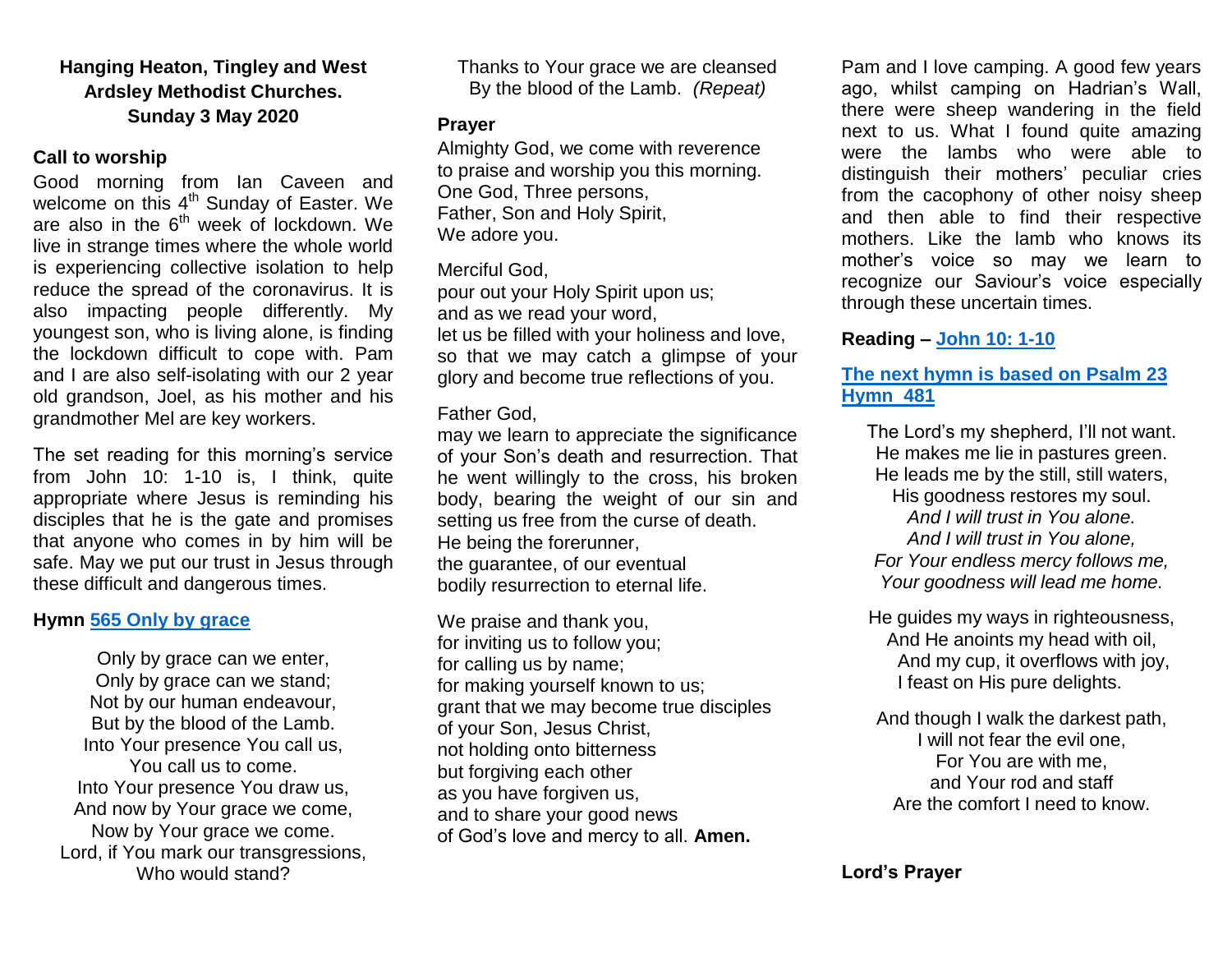# Hanging Heaton, Tingley and West Ardsley Methodist Churches.
# Sunday 3 May 2020

## Call to worship

Good morning from Ian Caveen and welcome on this 4th Sunday of Easter. We are also in the 6th week of lockdown. We live in strange times where the whole world is experiencing collective isolation to help reduce the spread of the coronavirus. It is also impacting people differently. My youngest son, who is living alone, is finding the lockdown difficult to cope with. Pam and I are also self-isolating with our 2 year old grandson, Joel, as his mother and his grandmother Mel are key workers.

The set reading for this morning's service from John 10: 1-10 is, I think, quite appropriate where Jesus is reminding his disciples that he is the gate and promises that anyone who comes in by him will be safe. May we put our trust in Jesus through these difficult and dangerous times.

## Hymn 565 Only by grace

Only by grace can we enter,
Only by grace can we stand;
Not by our human endeavour,
But by the blood of the Lamb.
Into Your presence You call us,
You call us to come.
Into Your presence You draw us,
And now by Your grace we come,
Now by Your grace we come.
Lord, if You mark our transgressions,
Who would stand?
Thanks to Your grace we are cleansed
By the blood of the Lamb. *(Repeat)*

## Prayer

Almighty God, we come with reverence
to praise and worship you this morning.
One God, Three persons,
Father, Son and Holy Spirit,
We adore you.

Merciful God,
pour out your Holy Spirit upon us;
and as we read your word,
let us be filled with your holiness and love,
so that we may catch a glimpse of your glory and become true reflections of you.

Father God,
may we learn to appreciate the significance of your Son's death and resurrection. That he went willingly to the cross, his broken body, bearing the weight of our sin and setting us free from the curse of death.
He being the forerunner,
the guarantee, of our eventual
bodily resurrection to eternal life.

We praise and thank you,
for inviting us to follow you;
for calling us by name;
for making yourself known to us;
grant that we may become true disciples
of your Son, Jesus Christ,
not holding onto bitterness
but forgiving each other
as you have forgiven us,
and to share your good news
of God's love and mercy to all. **Amen.**

Pam and I love camping. A good few years ago, whilst camping on Hadrian's Wall, there were sheep wandering in the field next to us. What I found quite amazing were the lambs who were able to distinguish their mothers' peculiar cries from the cacophony of other noisy sheep and then able to find their respective mothers. Like the lamb who knows its mother's voice so may we learn to recognize our Saviour's voice especially through these uncertain times.

## Reading – John 10: 1-10

## The next hymn is based on Psalm 23 Hymn 481

The Lord's my shepherd, I'll not want.
He makes me lie in pastures green.
He leads me by the still, still waters,
His goodness restores my soul.
*And I will trust in You alone.*
*And I will trust in You alone,*
*For Your endless mercy follows me,*
*Your goodness will lead me home.*

He guides my ways in righteousness,
And He anoints my head with oil,
And my cup, it overflows with joy,
I feast on His pure delights.

And though I walk the darkest path,
I will not fear the evil one,
For You are with me,
and Your rod and staff
Are the comfort I need to know.

## Lord's Prayer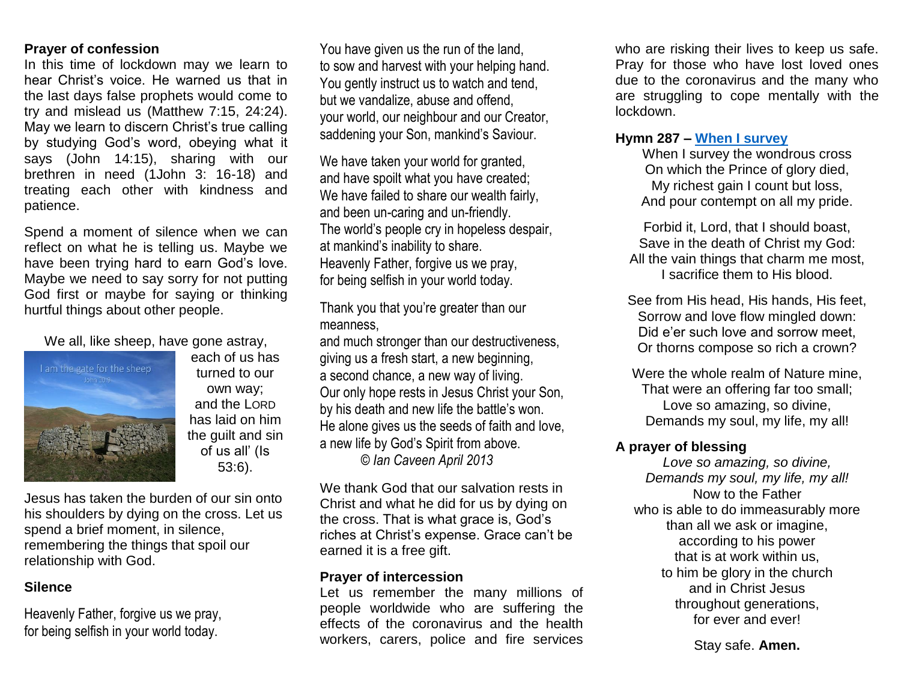**Prayer of confession**

In this time of lockdown may we learn to hear Christ's voice. He warned us that in the last days false prophets would come to try and mislead us (Matthew 7:15, 24:24). May we learn to discern Christ's true calling by studying God's word, obeying what it says (John 14:15), sharing with our brethren in need (1John 3: 16-18) and treating each other with kindness and patience.

Spend a moment of silence when we can reflect on what he is telling us. Maybe we have been trying hard to earn God's love. Maybe we need to say sorry for not putting God first or maybe for saying or thinking hurtful things about other people.

We all, like sheep, have gone astray,
each of us has turned to our own way;
and the LORD has laid on him the guilt and sin of us all' (Is 53:6).

Jesus has taken the burden of our sin onto his shoulders by dying on the cross. Let us spend a brief moment, in silence, remembering the things that spoil our relationship with God.

**Silence**

Heavenly Father, forgive us we pray,
for being selfish in your world today.

You have given us the run of the land,
to sow and harvest with your helping hand.
You gently instruct us to watch and tend,
but we vandalize, abuse and offend,
your world, our neighbour and our Creator,
saddening your Son, mankind's Saviour.

We have taken your world for granted,
and have spoilt what you have created;
We have failed to share our wealth fairly,
and been un-caring and un-friendly.
The world's people cry in hopeless despair,
at mankind's inability to share.
Heavenly Father, forgive us we pray,
for being selfish in your world today.

Thank you that you're greater than our meanness,
and much stronger than our destructiveness,
giving us a fresh start, a new beginning,
a second chance, a new way of living.
Our only hope rests in Jesus Christ your Son,
by his death and new life the battle's won.
He alone gives us the seeds of faith and love,
a new life by God's Spirit from above.
*© Ian Caveen April 2013*

We thank God that our salvation rests in Christ and what he did for us by dying on the cross. That is what grace is, God's riches at Christ's expense. Grace can't be earned it is a free gift.

**Prayer of intercession**

Let us remember the many millions of people worldwide who are suffering the effects of the coronavirus and the health workers, carers, police and fire services who are risking their lives to keep us safe. Pray for those who have lost loved ones due to the coronavirus and the many who are struggling to cope mentally with the lockdown.

**Hymn 287 – When I survey**

When I survey the wondrous cross
On which the Prince of glory died,
My richest gain I count but loss,
And pour contempt on all my pride.

Forbid it, Lord, that I should boast,
Save in the death of Christ my God:
All the vain things that charm me most,
I sacrifice them to His blood.

See from His head, His hands, His feet,
Sorrow and love flow mingled down:
Did e'er such love and sorrow meet,
Or thorns compose so rich a crown?

Were the whole realm of Nature mine,
That were an offering far too small;
Love so amazing, so divine,
Demands my soul, my life, my all!

**A prayer of blessing**

*Love so amazing, so divine,*
*Demands my soul, my life, my all!*
Now to the Father
who is able to do immeasurably more
than all we ask or imagine,
according to his power
that is at work within us,
to him be glory in the church
and in Christ Jesus
throughout generations,
for ever and ever!

Stay safe. **Amen.**